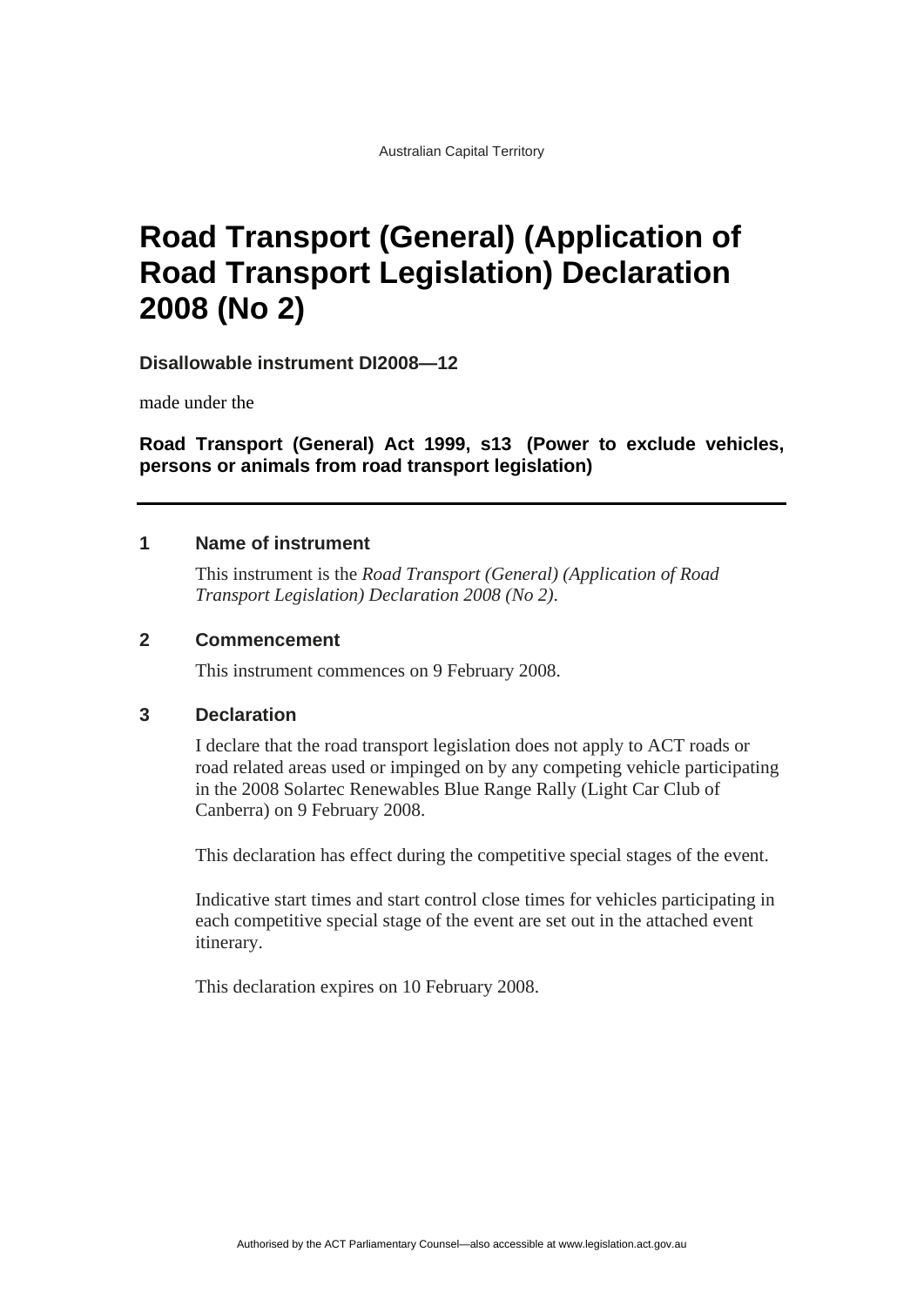Australian Capital Territory

# Road Transport (General) (Application of Road Transport Legislation) Declaration 2008 (No 2)

**Disallowable instrument DI2008—12**

made under the

**Road Transport (General) Act 1999, s13 (Power to exclude vehicles, persons or animals from road transport legislation)**

---

## 1 Name of instrument

This instrument is the *Road Transport (General) (Application of Road Transport Legislation) Declaration 2008 (No 2)*.

## 2 Commencement

This instrument commences on 9 February 2008.

## 3 Declaration

I declare that the road transport legislation does not apply to ACT roads or road related areas used or impinged on by any competing vehicle participating in the 2008 Solartec Renewables Blue Range Rally (Light Car Club of Canberra) on 9 February 2008.

This declaration has effect during the competitive special stages of the event.

Indicative start times and start control close times for vehicles participating in each competitive special stage of the event are set out in the attached event itinerary.

This declaration expires on 10 February 2008.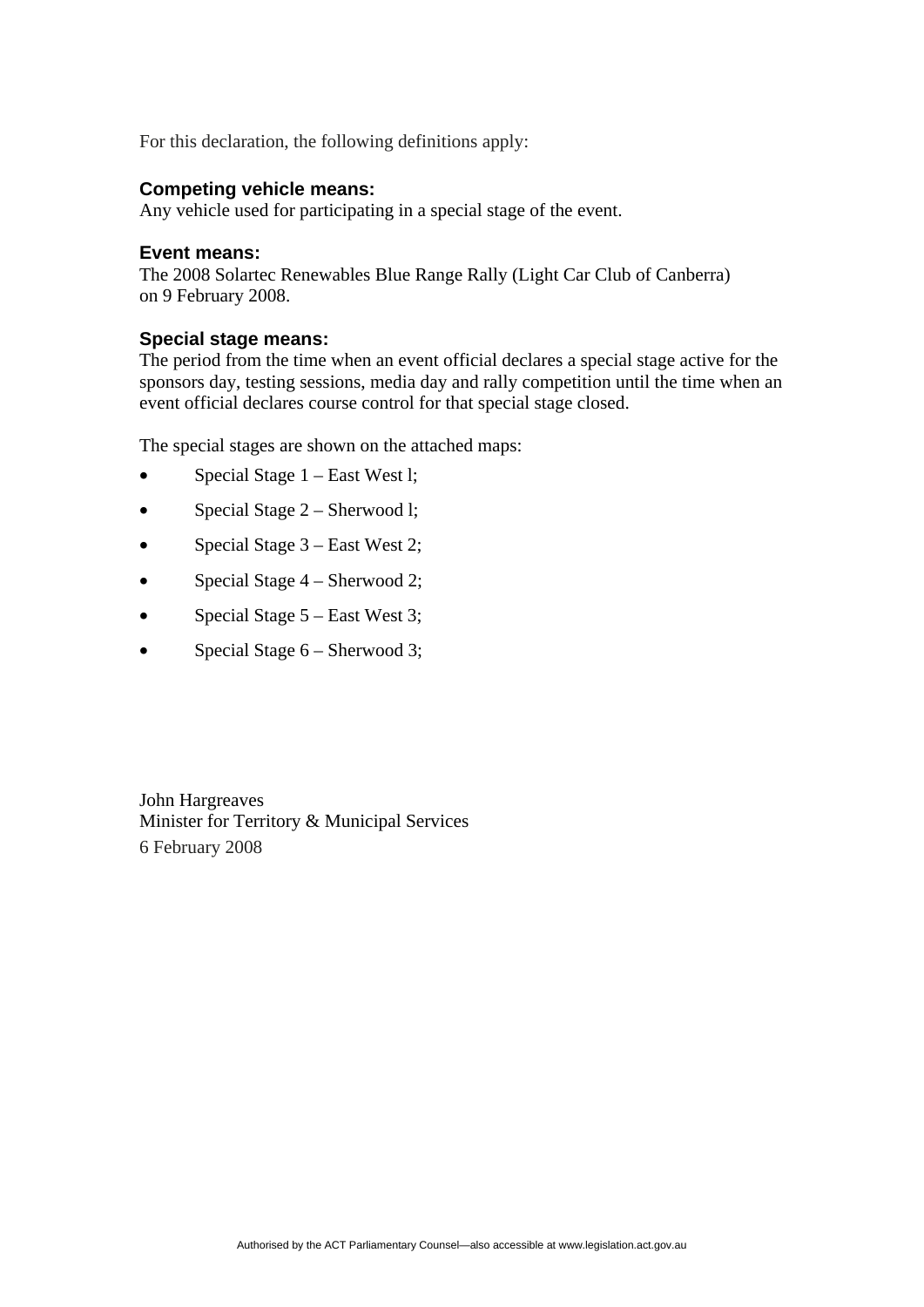For this declaration, the following definitions apply:

**Competing vehicle means:**
Any vehicle used for participating in a special stage of the event.

**Event means:**
The 2008 Solartec Renewables Blue Range Rally (Light Car Club of Canberra) on 9 February 2008.

**Special stage means:**
The period from the time when an event official declares a special stage active for the sponsors day, testing sessions, media day and rally competition until the time when an event official declares course control for that special stage closed.

The special stages are shown on the attached maps:

- Special Stage 1 – East West l;
- Special Stage 2 – Sherwood l;
- Special Stage 3 – East West 2;
- Special Stage 4 – Sherwood 2;
- Special Stage 5 – East West 3;
- Special Stage 6 – Sherwood 3;

John Hargreaves
Minister for Territory & Municipal Services
6 February 2008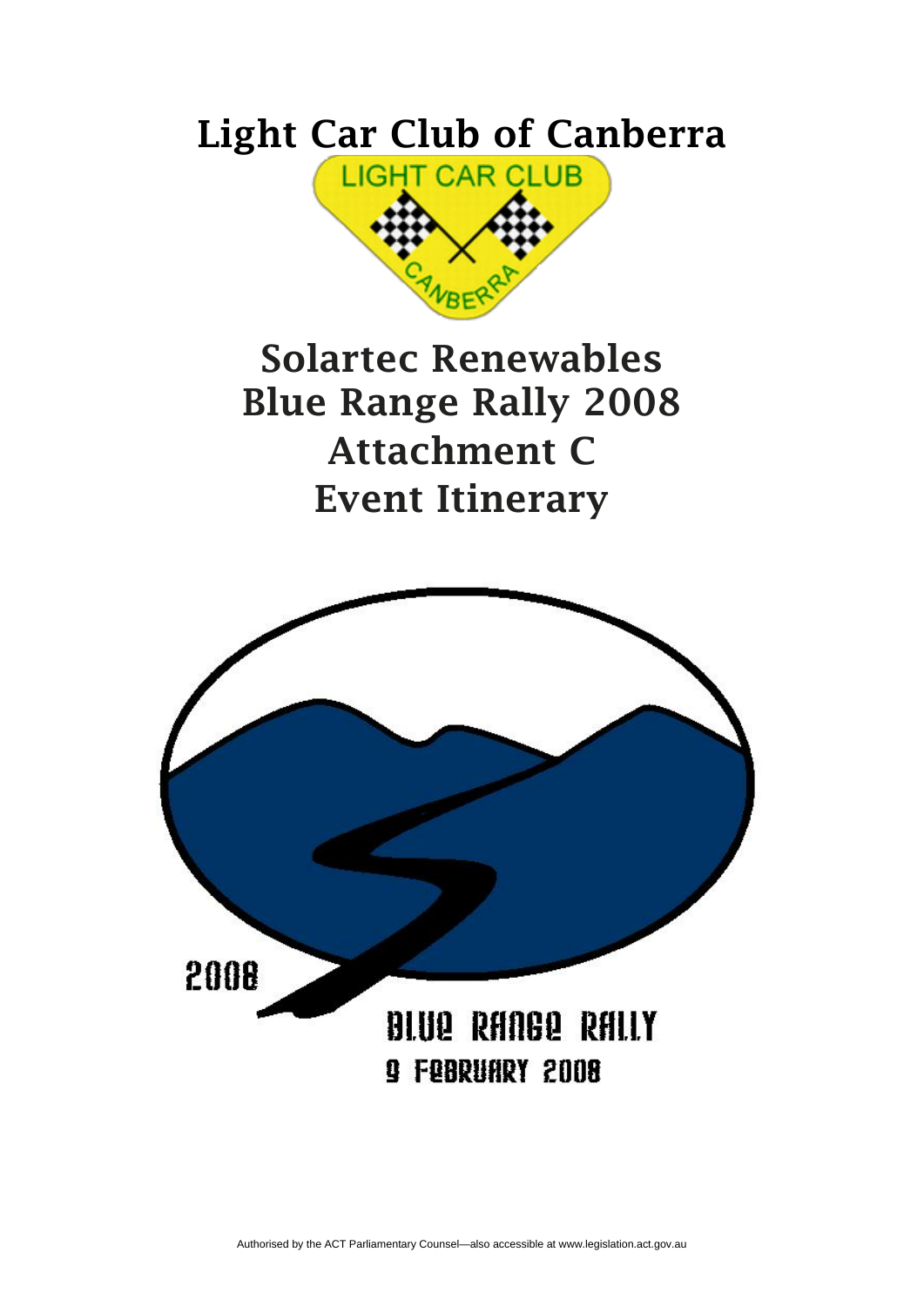# Light Car Club of Canberra

# Solartec Renewables Blue Range Rally 2008 Attachment C Event Itinerary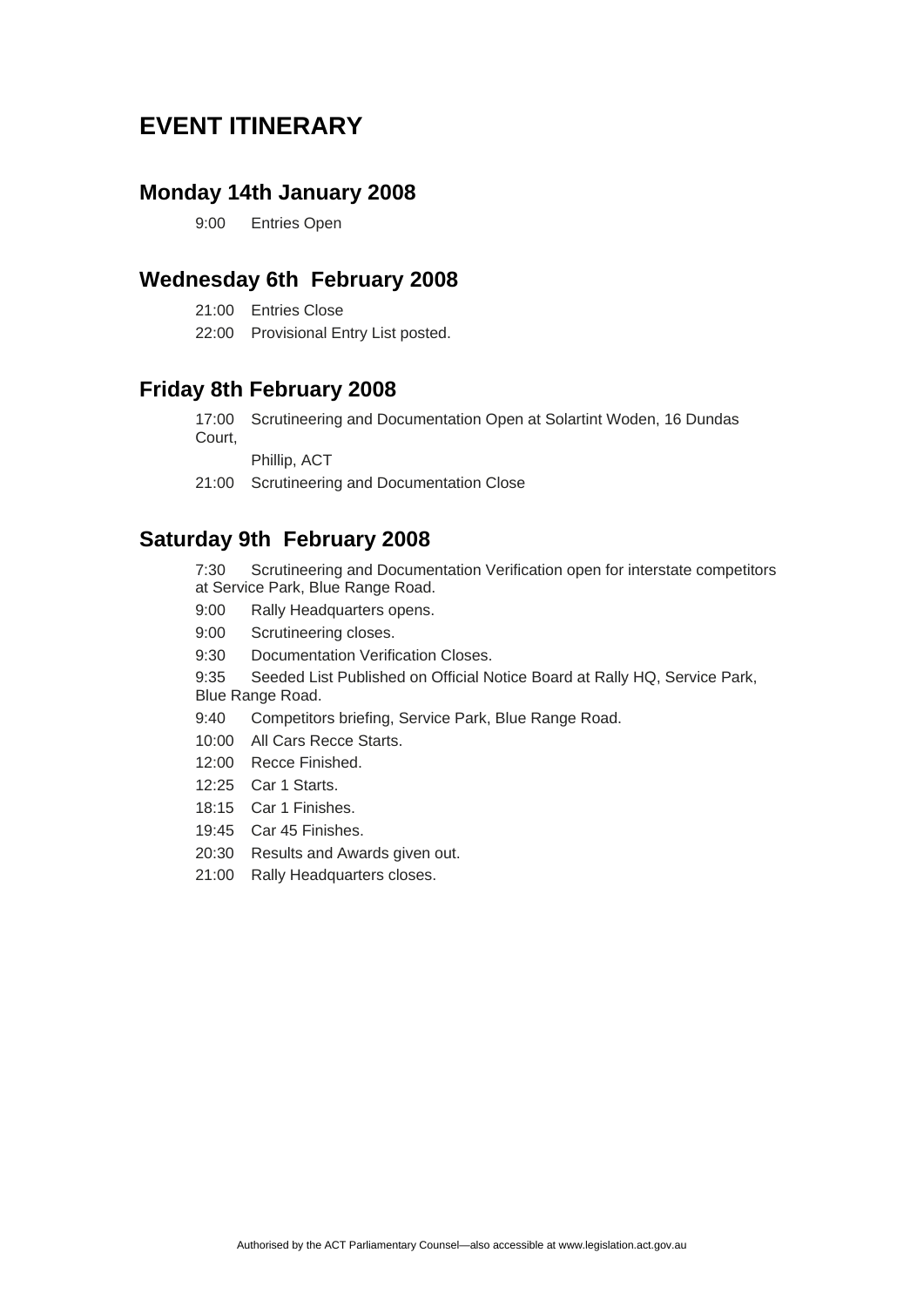# EVENT ITINERARY

## Monday 14th January 2008

9:00 Entries Open

## Wednesday 6th February 2008

21:00 Entries Close

22:00 Provisional Entry List posted.

## Friday 8th February 2008

17:00 Scrutineering and Documentation Open at Solartint Woden, 16 Dundas Court, Phillip, ACT

21:00 Scrutineering and Documentation Close

## Saturday 9th February 2008

7:30 Scrutineering and Documentation Verification open for interstate competitors at Service Park, Blue Range Road.

9:00 Rally Headquarters opens.

9:00 Scrutineering closes.

9:30 Documentation Verification Closes.

9:35 Seeded List Published on Official Notice Board at Rally HQ, Service Park, Blue Range Road.

9:40 Competitors briefing, Service Park, Blue Range Road.

10:00 All Cars Recce Starts.

12:00 Recce Finished.

12:25 Car 1 Starts.

18:15 Car 1 Finishes.

19:45 Car 45 Finishes.

20:30 Results and Awards given out.

21:00 Rally Headquarters closes.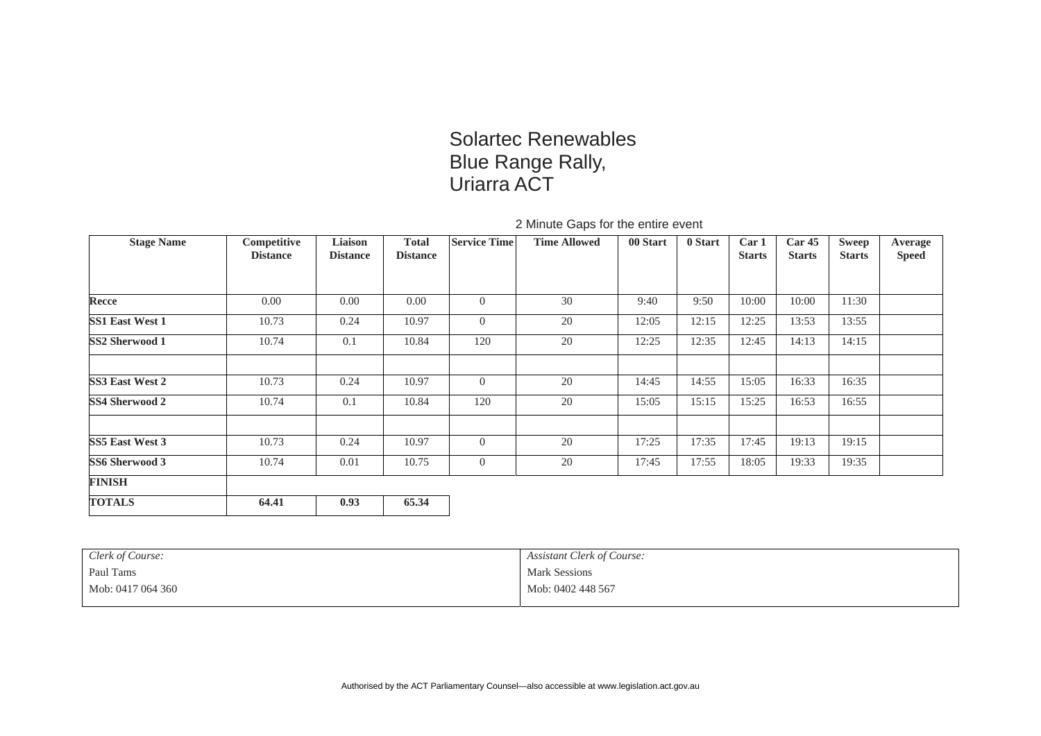# Solartec Renewables Blue Range Rally, Uriarra ACT

2 Minute Gaps for the entire event

| Stage Name | Competitive Distance | Liaison Distance | Total Distance | Service Time | Time Allowed | 00 Start | 0 Start | Car 1 Starts | Car 45 Starts | Sweep Starts | Average Speed |
|---|---|---|---|---|---|---|---|---|---|---|---|
| **Recce** | 0.00 | 0.00 | 0.00 | 0 | 30 | 9:40 | 9:50 | 10:00 | 10:00 | 11:30 | |
| **SS1 East West 1** | 10.73 | 0.24 | 10.97 | 0 | 20 | 12:05 | 12:15 | 12:25 | 13:53 | 13:55 | |
| **SS2 Sherwood 1** | 10.74 | 0.1 | 10.84 | 120 | 20 | 12:25 | 12:35 | 12:45 | 14:13 | 14:15 | |
| | | | | | | | | | | | |
| **SS3 East West 2** | 10.73 | 0.24 | 10.97 | 0 | 20 | 14:45 | 14:55 | 15:05 | 16:33 | 16:35 | |
| **SS4 Sherwood 2** | 10.74 | 0.1 | 10.84 | 120 | 20 | 15:05 | 15:15 | 15:25 | 16:53 | 16:55 | |
| | | | | | | | | | | | |
| **SS5 East West 3** | 10.73 | 0.24 | 10.97 | 0 | 20 | 17:25 | 17:35 | 17:45 | 19:13 | 19:15 | |
| **SS6 Sherwood 3** | 10.74 | 0.01 | 10.75 | 0 | 20 | 17:45 | 17:55 | 18:05 | 19:33 | 19:35 | |
| **FINISH** | | | | | | | | | | | |
| **TOTALS** | **64.41** | **0.93** | **65.34** | | | | | | | | |

| *Clerk of Course:* | *Assistant Clerk of Course:* |
|---|---|
| Paul Tams | Mark Sessions |
| Mob: 0417 064 360 | Mob: 0402 448 567 |

Authorised by the ACT Parliamentary Counsel—also accessible at www.legislation.act.gov.au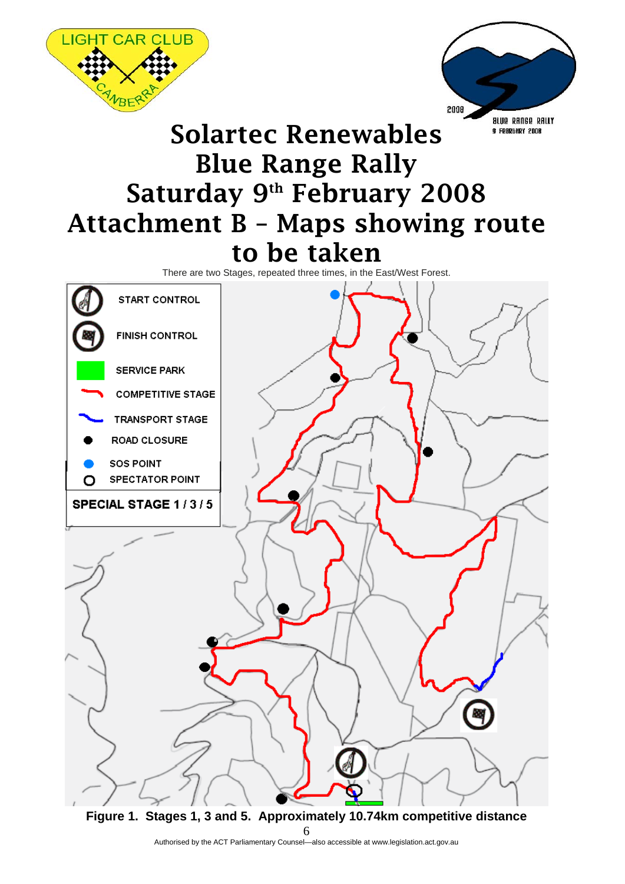# Solartec Renewables Blue Range Rally Saturday 9th February 2008 Attachment B – Maps showing route to be taken

There are two Stages, repeated three times, in the East/West Forest.

START CONTROL

FINISH CONTROL

SERVICE PARK

COMPETITIVE STAGE

TRANSPORT STAGE

ROAD CLOSURE

SOS POINT

SPECTATOR POINT

**SPECIAL STAGE 1 / 3 / 5**

**Figure 1. Stages 1, 3 and 5. Approximately 10.74km competitive distance**

Authorised by the ACT Parliamentary Counsel—also accessible at www.legislation.act.gov.au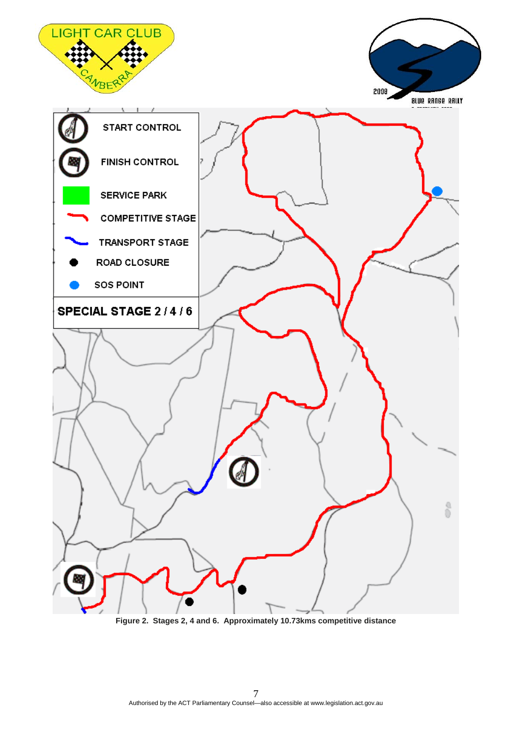LIGHT CAR CLUB

CANBERRA

2008

BLUE RANGE RALLY

START CONTROL

FINISH CONTROL

SERVICE PARK

COMPETITIVE STAGE

TRANSPORT STAGE

ROAD CLOSURE

SOS POINT

**SPECIAL STAGE 2 / 4 / 6**

**Figure 2. Stages 2, 4 and 6. Approximately 10.73kms competitive distance**

Authorised by the ACT Parliamentary Counsel—also accessible at www.legislation.act.gov.au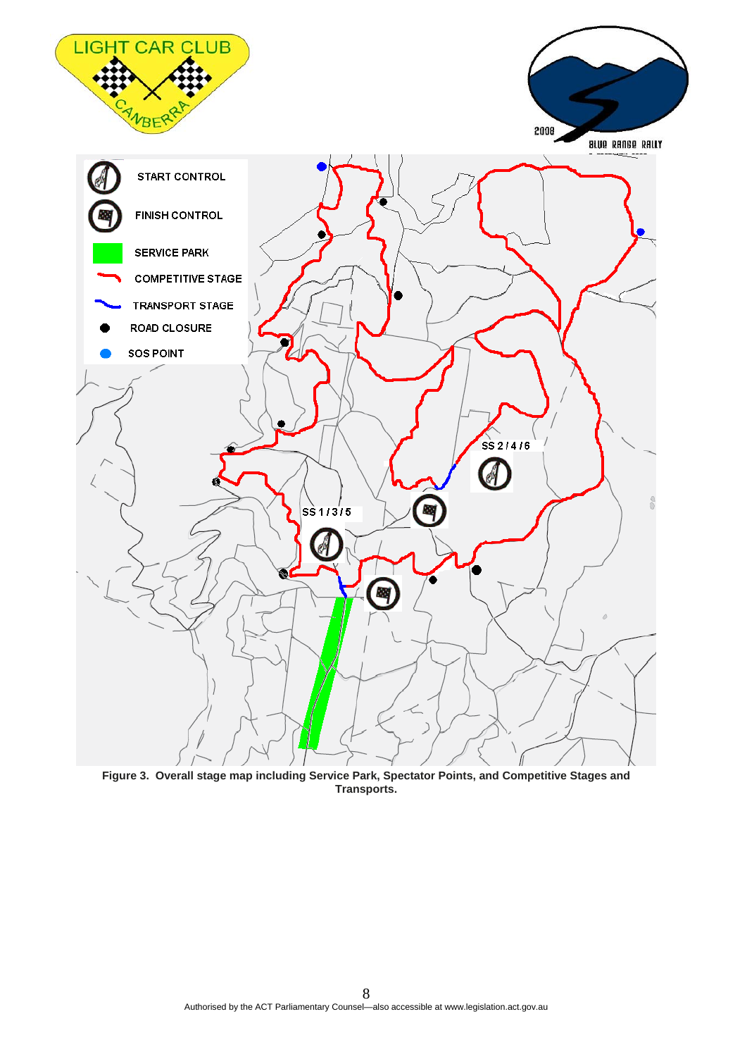Figure 3. Overall stage map including Service Park, Spectator Points, and Competitive Stages and Transports.

Authorised by the ACT Parliamentary Counsel—also accessible at www.legislation.act.gov.au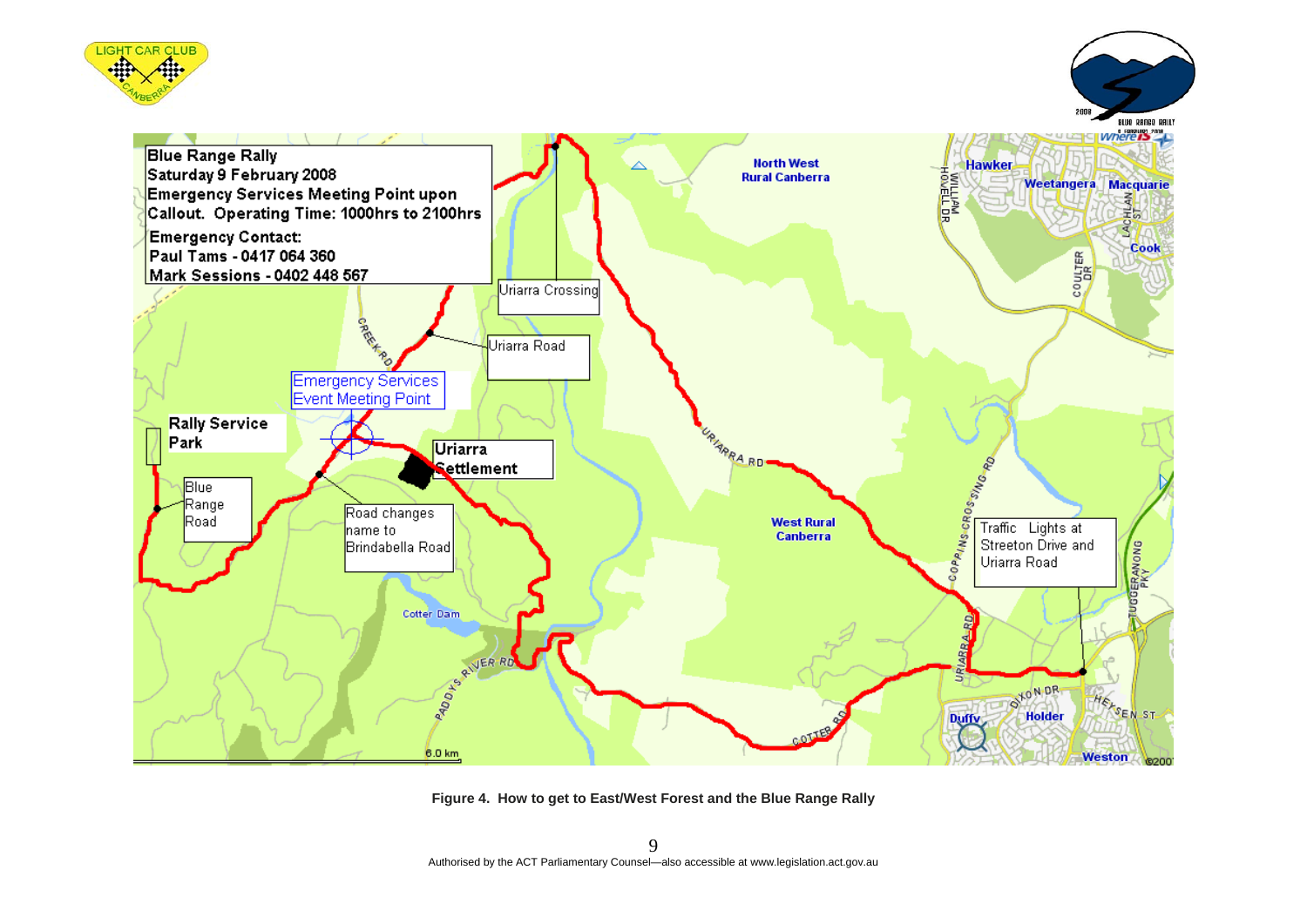LIGHT CAR CLUB

CANBERRA

2008

BLUE RANGE RALLY

**Blue Range Rally**
**Saturday 9 February 2008**
**Emergency Services Meeting Point upon Callout. Operating Time: 1000hrs to 2100hrs**
**Emergency Contact:**
**Paul Tams - 0417 064 360**
**Mark Sessions - 0402 448 567**

Uriarra Crossing

Uriarra Road

Emergency Services Event Meeting Point

Rally Service Park

Blue Range Road

Uriarra Settlement

Road changes name to Brindabella Road

Traffic Lights at Streeton Drive and Uriarra Road

North West Rural Canberra

West Rural Canberra

Hawker

Weetangera

Macquarie

Cook

Duffy

Holder

Weston

Cotter Dam

CREEK RD

URIARRA RD

COPPINS CROSSING RD

URIARRA RD

DIXON DR

HEYSEN ST

COTTER RD

PADDYS RIVER RD

WILLIAM HOVELL DR

COULTER DR

LACHLAN ST

TUGGERANONG PKY

6.0 km

**Figure 4. How to get to East/West Forest and the Blue Range Rally**